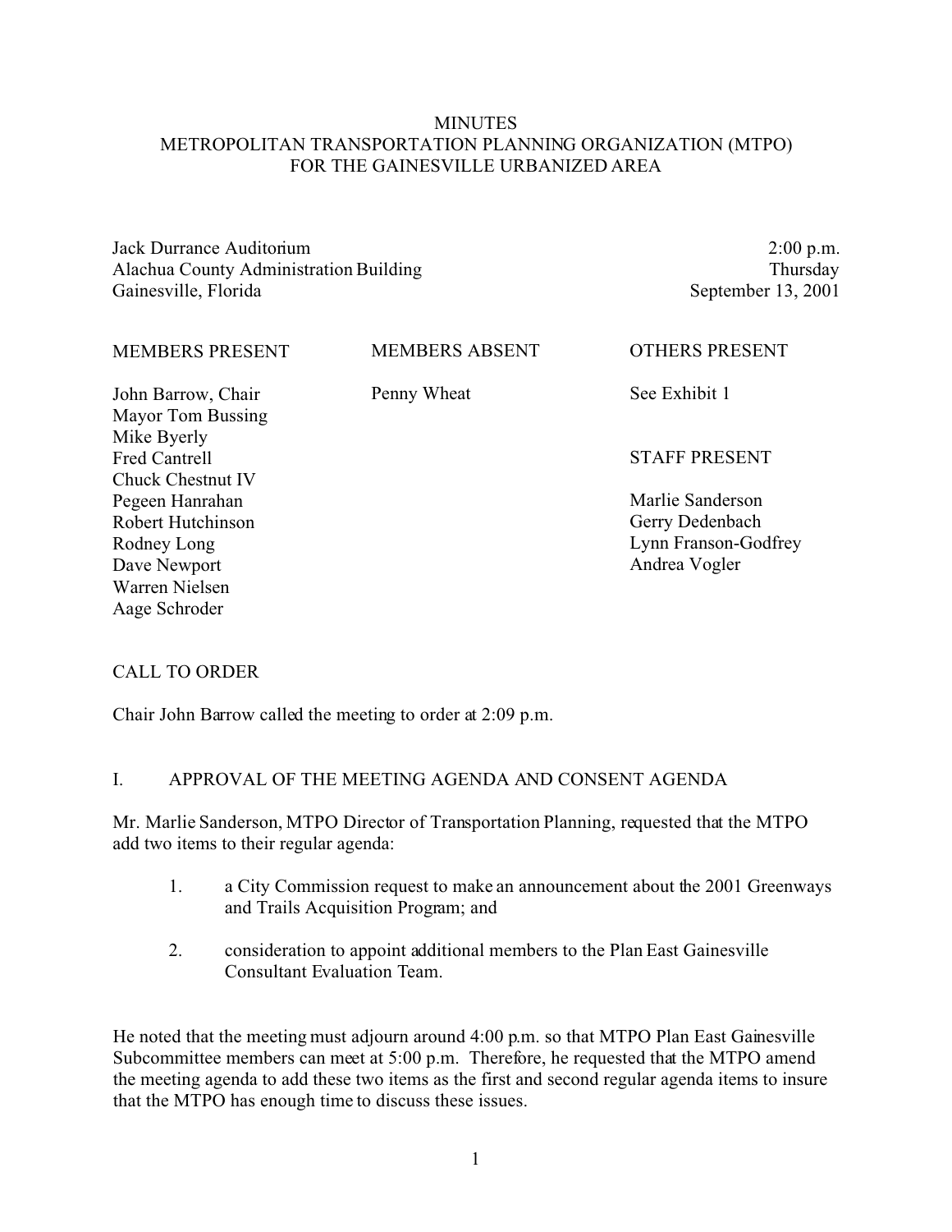# MINUTES
# METROPOLITAN TRANSPORTATION PLANNING ORGANIZATION (MTPO)
# FOR THE GAINESVILLE URBANIZED AREA

Jack Durrance Auditorium
Alachua County Administration Building
Gainesville, Florida

2:00 p.m.
Thursday
September 13, 2001

| MEMBERS PRESENT | MEMBERS ABSENT | OTHERS PRESENT |
|---|---|---|
| John Barrow, Chair | Penny Wheat | See Exhibit 1 |
| Mayor Tom Bussing | | |
| Mike Byerly | | |
| Fred Cantrell | | STAFF PRESENT |
| Chuck Chestnut IV | | |
| Pegeen Hanrahan | | Marlie Sanderson |
| Robert Hutchinson | | Gerry Dedenbach |
| Rodney Long | | Lynn Franson-Godfrey |
| Dave Newport | | Andrea Vogler |
| Warren Nielsen | | |
| Aage Schroder | | |

## CALL TO ORDER

Chair John Barrow called the meeting to order at 2:09 p.m.

## I. APPROVAL OF THE MEETING AGENDA AND CONSENT AGENDA

Mr. Marlie Sanderson, MTPO Director of Transportation Planning, requested that the MTPO add two items to their regular agenda:

1. a City Commission request to make an announcement about the 2001 Greenways and Trails Acquisition Program; and

2. consideration to appoint additional members to the Plan East Gainesville Consultant Evaluation Team.

He noted that the meeting must adjourn around 4:00 p.m. so that MTPO Plan East Gainesville Subcommittee members can meet at 5:00 p.m. Therefore, he requested that the MTPO amend the meeting agenda to add these two items as the first and second regular agenda items to insure that the MTPO has enough time to discuss these issues.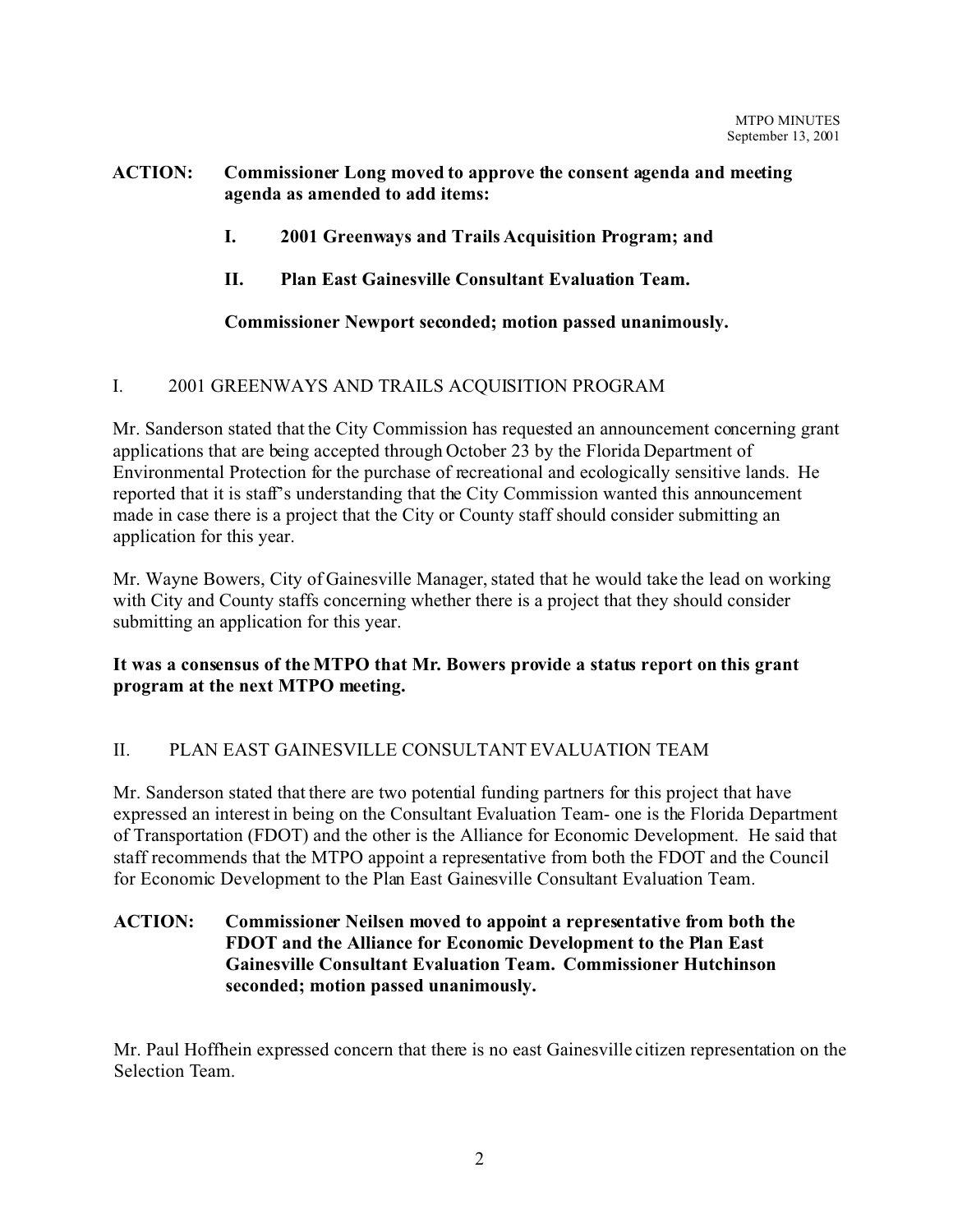**ACTION: Commissioner Long moved to approve the consent agenda and meeting agenda as amended to add items:**

**I. 2001 Greenways and Trails Acquisition Program; and**

**II. Plan East Gainesville Consultant Evaluation Team.**

**Commissioner Newport seconded; motion passed unanimously.**

## I. 2001 GREENWAYS AND TRAILS ACQUISITION PROGRAM

Mr. Sanderson stated that the City Commission has requested an announcement concerning grant applications that are being accepted through October 23 by the Florida Department of Environmental Protection for the purchase of recreational and ecologically sensitive lands. He reported that it is staff's understanding that the City Commission wanted this announcement made in case there is a project that the City or County staff should consider submitting an application for this year.

Mr. Wayne Bowers, City of Gainesville Manager, stated that he would take the lead on working with City and County staffs concerning whether there is a project that they should consider submitting an application for this year.

**It was a consensus of the MTPO that Mr. Bowers provide a status report on this grant program at the next MTPO meeting.**

## II. PLAN EAST GAINESVILLE CONSULTANT EVALUATION TEAM

Mr. Sanderson stated that there are two potential funding partners for this project that have expressed an interest in being on the Consultant Evaluation Team- one is the Florida Department of Transportation (FDOT) and the other is the Alliance for Economic Development. He said that staff recommends that the MTPO appoint a representative from both the FDOT and the Council for Economic Development to the Plan East Gainesville Consultant Evaluation Team.

**ACTION: Commissioner Neilsen moved to appoint a representative from both the FDOT and the Alliance for Economic Development to the Plan East Gainesville Consultant Evaluation Team. Commissioner Hutchinson seconded; motion passed unanimously.**

Mr. Paul Hoffhein expressed concern that there is no east Gainesville citizen representation on the Selection Team.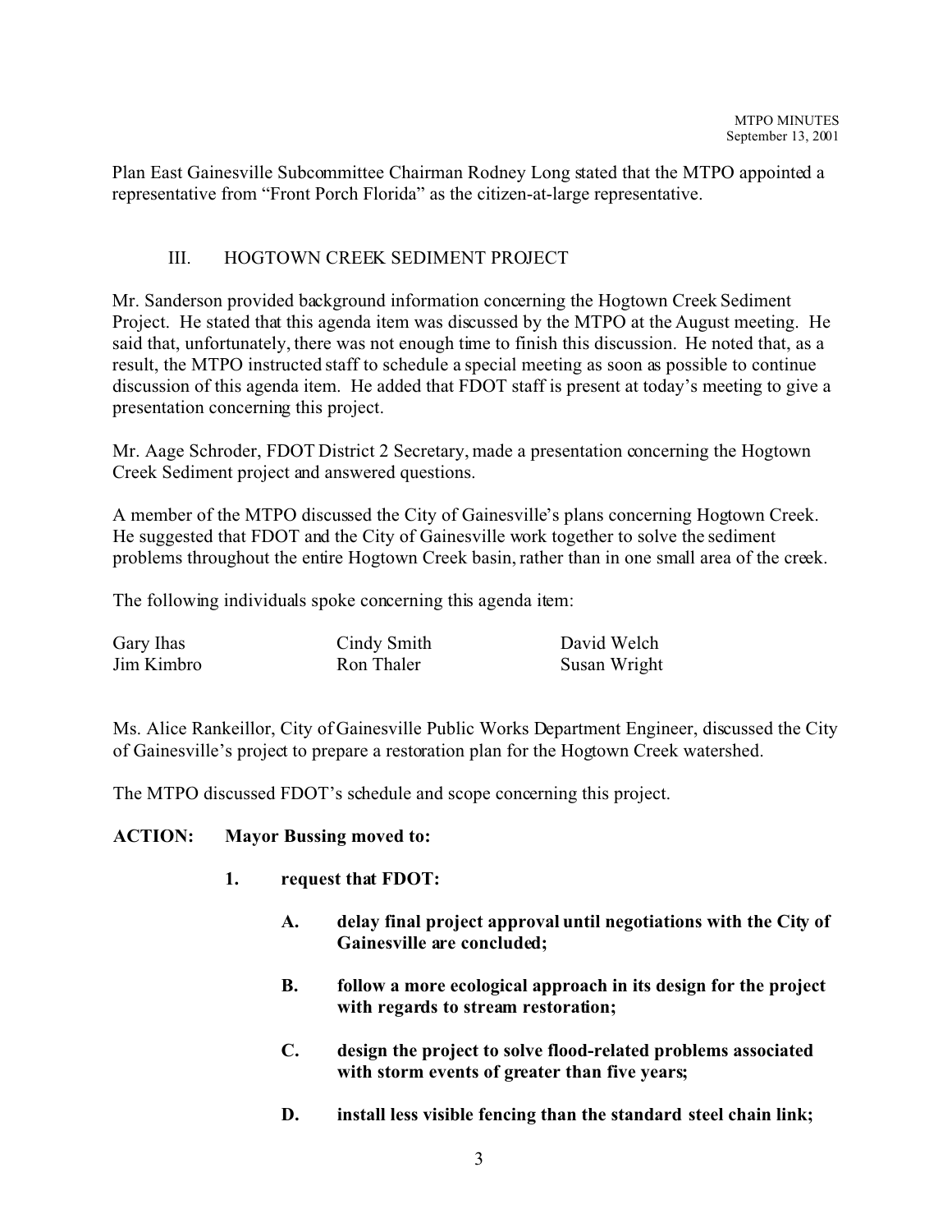Plan East Gainesville Subcommittee Chairman Rodney Long stated that the MTPO appointed a representative from "Front Porch Florida" as the citizen-at-large representative.

## III. HOGTOWN CREEK SEDIMENT PROJECT

Mr. Sanderson provided background information concerning the Hogtown Creek Sediment Project. He stated that this agenda item was discussed by the MTPO at the August meeting. He said that, unfortunately, there was not enough time to finish this discussion. He noted that, as a result, the MTPO instructed staff to schedule a special meeting as soon as possible to continue discussion of this agenda item. He added that FDOT staff is present at today's meeting to give a presentation concerning this project.

Mr. Aage Schroder, FDOT District 2 Secretary, made a presentation concerning the Hogtown Creek Sediment project and answered questions.

A member of the MTPO discussed the City of Gainesville's plans concerning Hogtown Creek. He suggested that FDOT and the City of Gainesville work together to solve the sediment problems throughout the entire Hogtown Creek basin, rather than in one small area of the creek.

The following individuals spoke concerning this agenda item:

| | | |
|---|---|---|
| Gary Ihas | Cindy Smith | David Welch |
| Jim Kimbro | Ron Thaler | Susan Wright |

Ms. Alice Rankeillor, City of Gainesville Public Works Department Engineer, discussed the City of Gainesville's project to prepare a restoration plan for the Hogtown Creek watershed.

The MTPO discussed FDOT's schedule and scope concerning this project.

**ACTION: Mayor Bussing moved to:**

1. **request that FDOT:**

   A. **delay final project approval until negotiations with the City of Gainesville are concluded;**

   B. **follow a more ecological approach in its design for the project with regards to stream restoration;**

   C. **design the project to solve flood-related problems associated with storm events of greater than five years;**

   D. **install less visible fencing than the standard steel chain link;**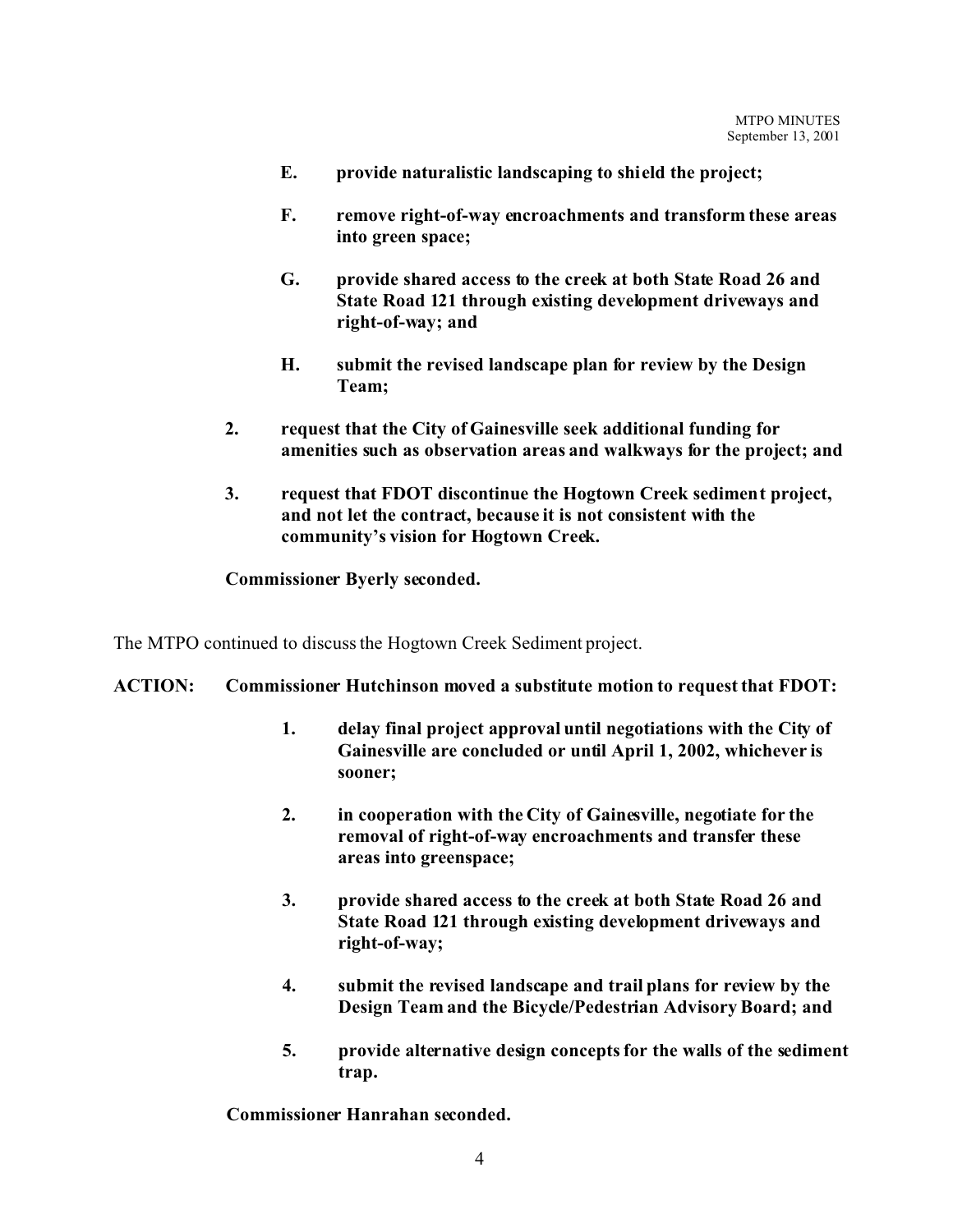**E. provide naturalistic landscaping to shield the project;**

**F. remove right-of-way encroachments and transform these areas into green space;**

**G. provide shared access to the creek at both State Road 26 and State Road 121 through existing development driveways and right-of-way; and**

**H. submit the revised landscape plan for review by the Design Team;**

**2. request that the City of Gainesville seek additional funding for amenities such as observation areas and walkways for the project; and**

**3. request that FDOT discontinue the Hogtown Creek sediment project, and not let the contract, because it is not consistent with the community's vision for Hogtown Creek.**

**Commissioner Byerly seconded.**

The MTPO continued to discuss the Hogtown Creek Sediment project.

**ACTION: Commissioner Hutchinson moved a substitute motion to request that FDOT:**

**1. delay final project approval until negotiations with the City of Gainesville are concluded or until April 1, 2002, whichever is sooner;**

**2. in cooperation with the City of Gainesville, negotiate for the removal of right-of-way encroachments and transfer these areas into greenspace;**

**3. provide shared access to the creek at both State Road 26 and State Road 121 through existing development driveways and right-of-way;**

**4. submit the revised landscape and trail plans for review by the Design Team and the Bicycle/Pedestrian Advisory Board; and**

**5. provide alternative design concepts for the walls of the sediment trap.**

**Commissioner Hanrahan seconded.**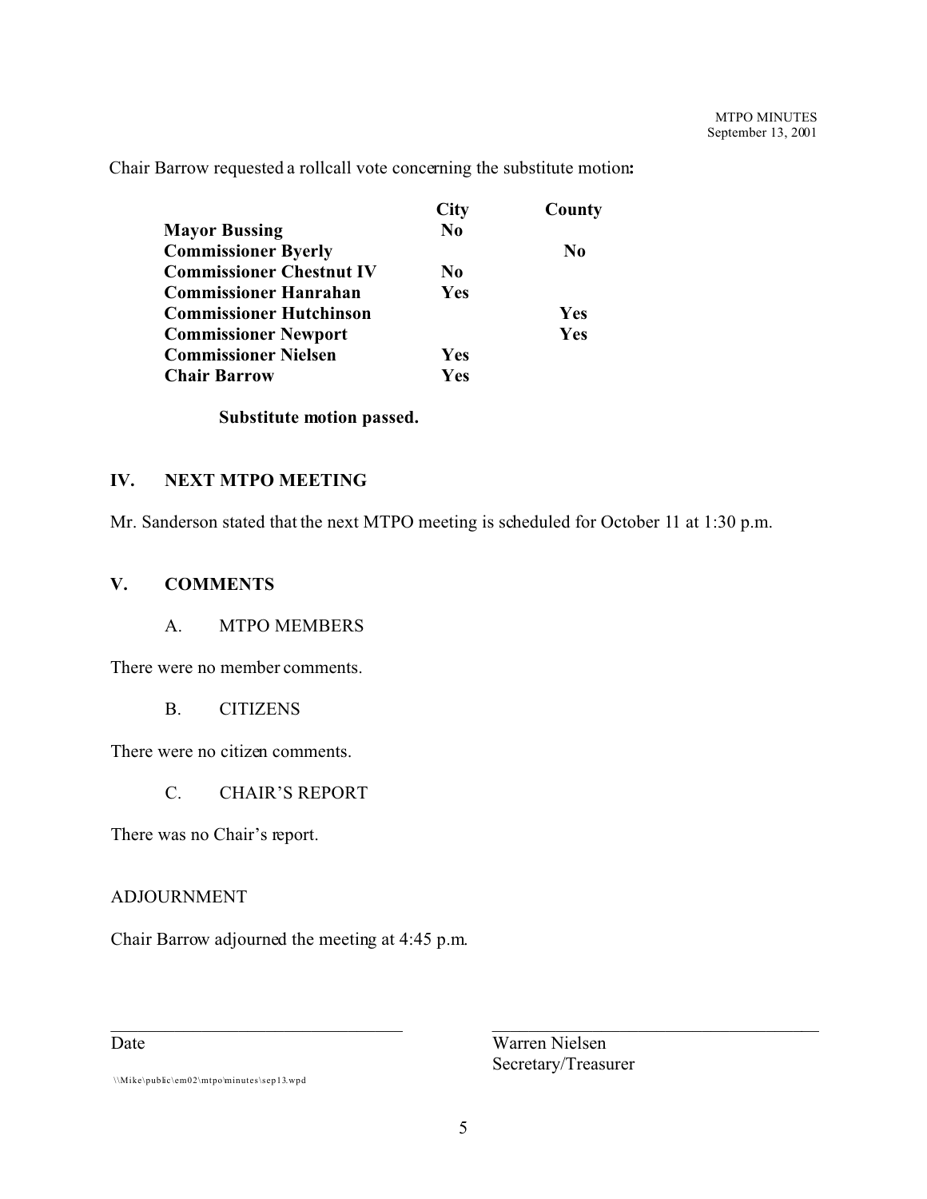Chair Barrow requested a rollcall vote concerning the substitute motion**:**

| | City | County |
|---|---|---|
| **Mayor Bussing** | **No** | |
| **Commissioner Byerly** | | **No** |
| **Commissioner Chestnut IV** | **No** | |
| **Commissioner Hanrahan** | **Yes** | |
| **Commissioner Hutchinson** | | **Yes** |
| **Commissioner Newport** | | **Yes** |
| **Commissioner Nielsen** | **Yes** | |
| **Chair Barrow** | **Yes** | |

**Substitute motion passed.**

## IV. NEXT MTPO MEETING

Mr. Sanderson stated that the next MTPO meeting is scheduled for October 11 at 1:30 p.m.

## V. COMMENTS

### A. MTPO MEMBERS

There were no member comments.

### B. CITIZENS

There were no citizen comments.

### C. CHAIR'S REPORT

There was no Chair's report.

## ADJOURNMENT

Chair Barrow adjourned the meeting at 4:45 p.m.

\_\_\_\_\_\_\_\_\_\_\_\_\_\_\_\_\_\_\_\_\_\_\_\_\_\_\_\_\_\_\_\_\_\_\_\_
Date

\_\_\_\_\_\_\_\_\_\_\_\_\_\_\_\_\_\_\_\_\_\_\_\_\_\_\_\_\_\_\_\_\_\_\_\_
Warren Nielsen
Secretary/Treasurer

\\Mike\public\em02\mtpo\minutes\sep13.wpd